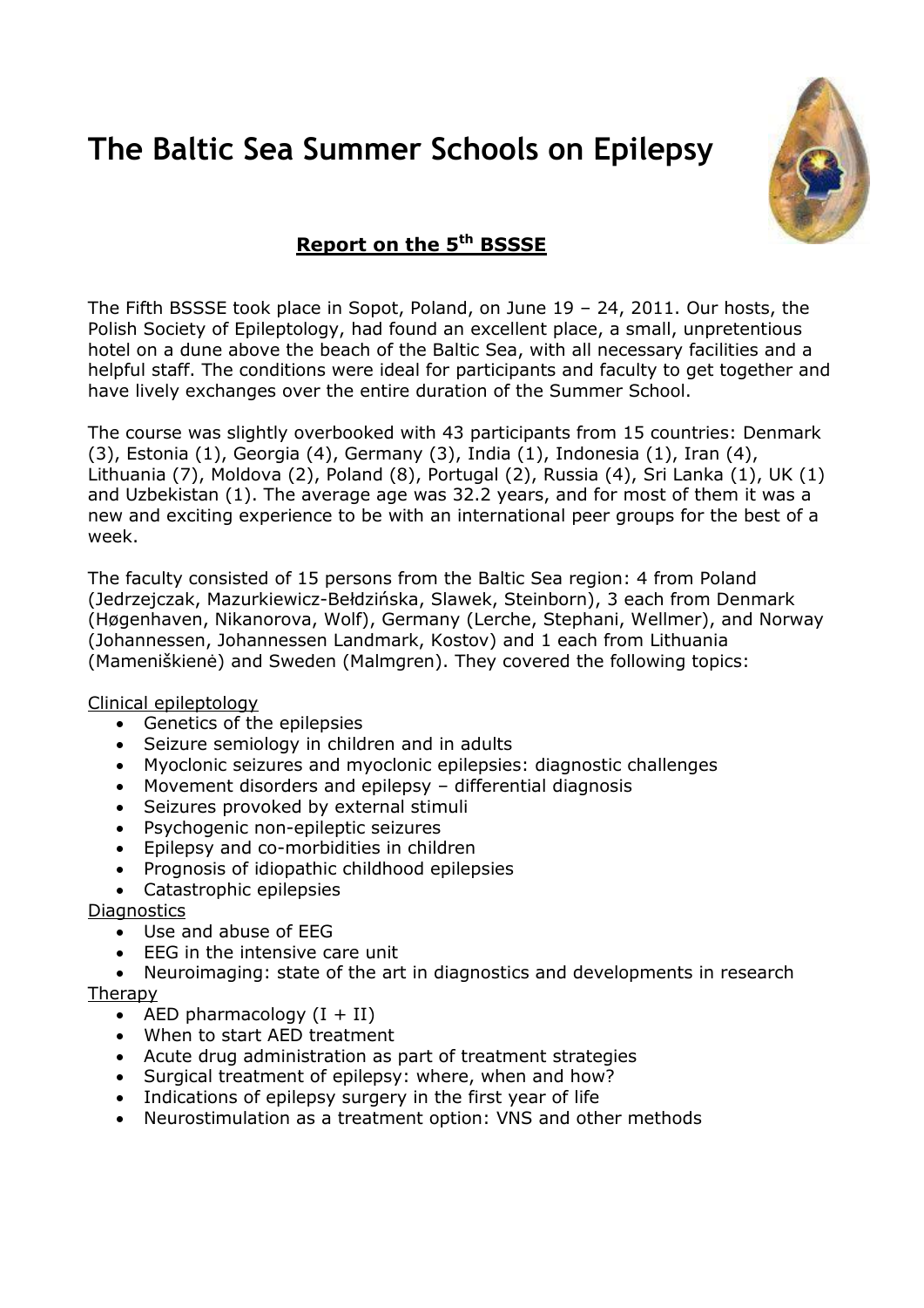# The Baltic Sea Summer Schools on Epilepsy

## Report on the 5th BSSSE

The Fifth BSSSE took place in Sopot, Poland, on June 19 – 24, 2011. Our hosts, the Polish Society of Epileptology, had found an excellent place, a small, unpretentious hotel on a dune above the beach of the Baltic Sea, with all necessary facilities and a helpful staff. The conditions were ideal for participants and faculty to get together and have lively exchanges over the entire duration of the Summer School.

The course was slightly overbooked with 43 participants from 15 countries: Denmark (3), Estonia (1), Georgia (4), Germany (3), India (1), Indonesia (1), Iran (4), Lithuania (7), Moldova (2), Poland (8), Portugal (2), Russia (4), Sri Lanka (1), UK (1) and Uzbekistan (1). The average age was 32.2 years, and for most of them it was a new and exciting experience to be with an international peer groups for the best of a week.

The faculty consisted of 15 persons from the Baltic Sea region: 4 from Poland (Jedrzejczak, Mazurkiewicz-Bełdzińska, Slawek, Steinborn), 3 each from Denmark (Høgenhaven, Nikanorova, Wolf), Germany (Lerche, Stephani, Wellmer), and Norway (Johannessen, Johannessen Landmark, Kostov) and 1 each from Lithuania (Mameniškienė) and Sweden (Malmgren). They covered the following topics:

Clinical epileptology

- Genetics of the epilepsies
- Seizure semiology in children and in adults
- Myoclonic seizures and myoclonic epilepsies: diagnostic challenges
- Movement disorders and epilepsy – differential diagnosis
- Seizures provoked by external stimuli
- Psychogenic non-epileptic seizures
- Epilepsy and co-morbidities in children
- Prognosis of idiopathic childhood epilepsies
- Catastrophic epilepsies

Diagnostics

- Use and abuse of EEG
- EEG in the intensive care unit
- Neuroimaging: state of the art in diagnostics and developments in research

Therapy

- AED pharmacology (I + II)
- When to start AED treatment
- Acute drug administration as part of treatment strategies
- Surgical treatment of epilepsy: where, when and how?
- Indications of epilepsy surgery in the first year of life
- Neurostimulation as a treatment option: VNS and other methods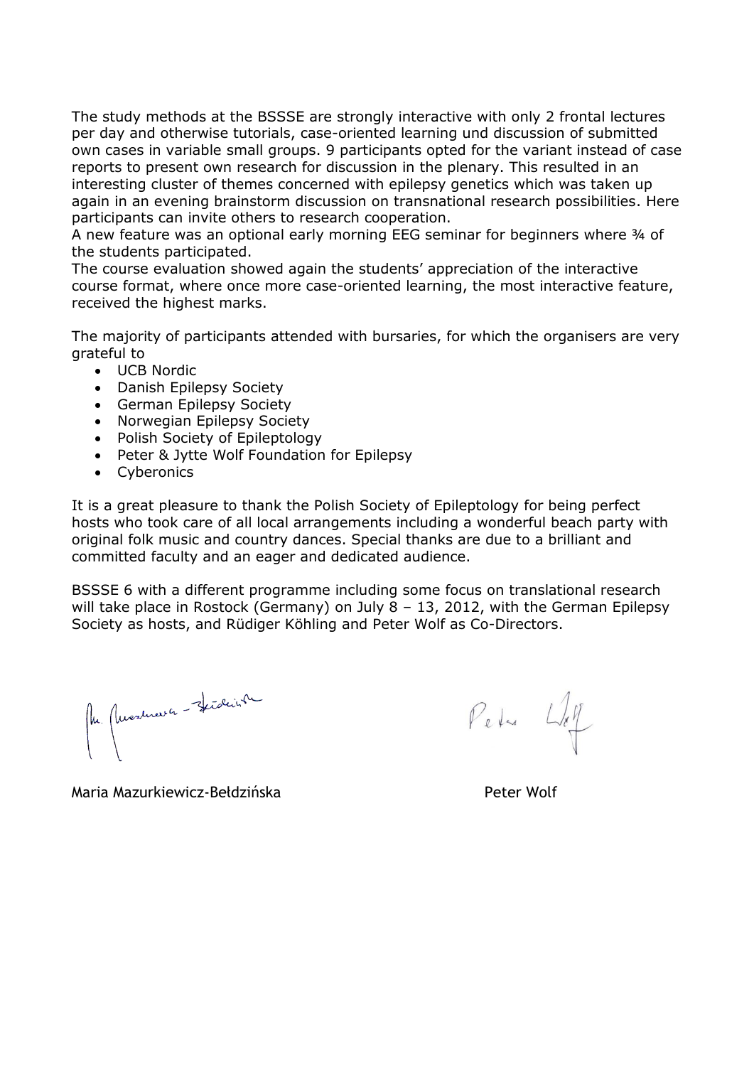The study methods at the BSSSE are strongly interactive with only 2 frontal lectures per day and otherwise tutorials, case-oriented learning und discussion of submitted own cases in variable small groups. 9 participants opted for the variant instead of case reports to present own research for discussion in the plenary. This resulted in an interesting cluster of themes concerned with epilepsy genetics which was taken up again in an evening brainstorm discussion on transnational research possibilities. Here participants can invite others to research cooperation.
A new feature was an optional early morning EEG seminar for beginners where ¾ of the students participated.
The course evaluation showed again the students' appreciation of the interactive course format, where once more case-oriented learning, the most interactive feature, received the highest marks.

The majority of participants attended with bursaries, for which the organisers are very grateful to

- UCB Nordic
- Danish Epilepsy Society
- German Epilepsy Society
- Norwegian Epilepsy Society
- Polish Society of Epileptology
- Peter & Jytte Wolf Foundation for Epilepsy
- Cyberonics

It is a great pleasure to thank the Polish Society of Epileptology for being perfect hosts who took care of all local arrangements including a wonderful beach party with original folk music and country dances. Special thanks are due to a brilliant and committed faculty and an eager and dedicated audience.

BSSSE 6 with a different programme including some focus on translational research will take place in Rostock (Germany) on July 8 – 13, 2012, with the German Epilepsy Society as hosts, and Rüdiger Köhling and Peter Wolf as Co-Directors.

Maria Mazurkiewicz-Bełdzińska

Peter Wolf